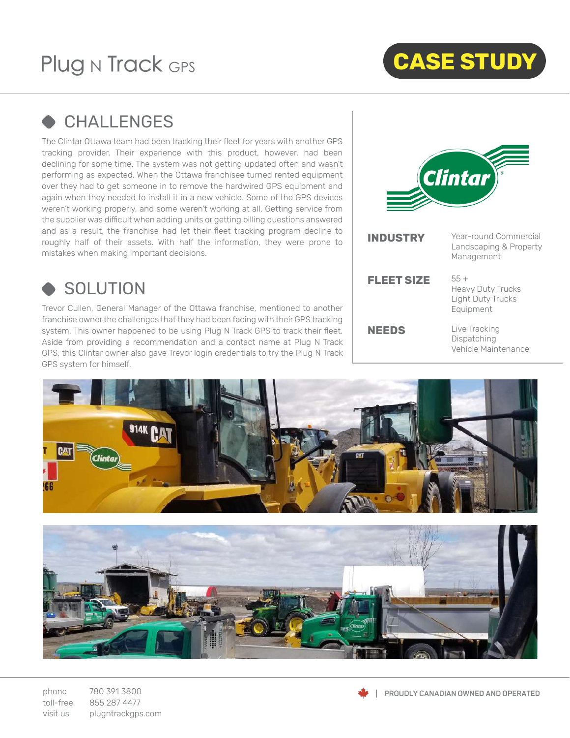Plug N Track GPS

# CASE STUDY

## CHALLENGES

The Clintar Ottawa team had been tracking their fleet for years with another GPS tracking provider. Their experience with this product, however, had been declining for some time. The system was not getting updated often and wasn't performing as expected. When the Ottawa franchisee turned rented equipment over they had to get someone in to remove the hardwired GPS equipment and again when they needed to install it in a new vehicle. Some of the GPS devices weren't working properly, and some weren't working at all. Getting service from the supplier was difficult when adding units or getting billing questions answered and as a result, the franchise had let their fleet tracking program decline to roughly half of their assets. With half the information, they were prone to mistakes when making important decisions.

## SOLUTION

Trevor Cullen, General Manager of the Ottawa franchise, mentioned to another franchise owner the challenges that they had been facing with their GPS tracking system. This owner happened to be using Plug N Track GPS to track their fleet. Aside from providing a recommendation and a contact name at Plug N Track GPS, this Clintar owner also gave Trevor login credentials to try the Plug N Track GPS system for himself.

| | |
|---|---|
| **INDUSTRY** | Year-round Commercial Landscaping & Property Management |
| **FLEET SIZE** | 55 +<br>Heavy Duty Trucks<br>Light Duty Trucks<br>Equipment |
| **NEEDS** | Live Tracking<br>Dispatching<br>Vehicle Maintenance |

phone 780 391 3800
toll-free 855 287 4477
visit us plugntrackgps.com

PROUDLY CANADIAN OWNED AND OPERATED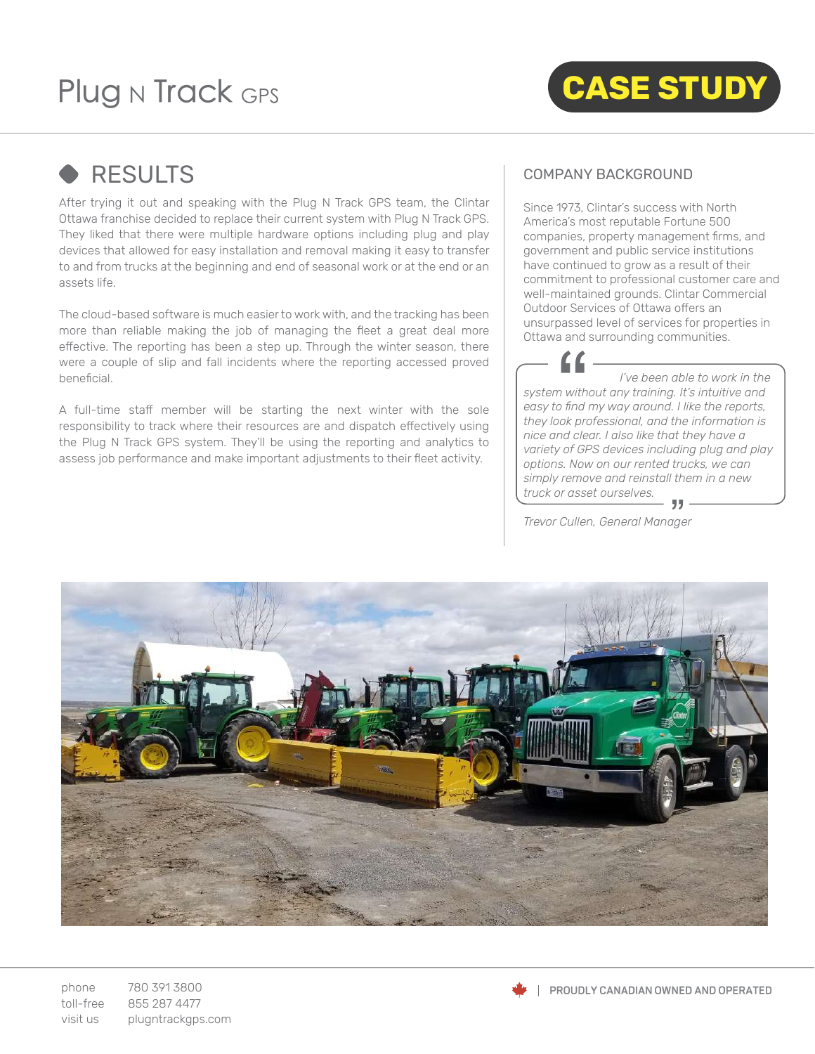Plug N Track GPS

**CASE STUDY**

## RESULTS

After trying it out and speaking with the Plug N Track GPS team, the Clintar Ottawa franchise decided to replace their current system with Plug N Track GPS. They liked that there were multiple hardware options including plug and play devices that allowed for easy installation and removal making it easy to transfer to and from trucks at the beginning and end of seasonal work or at the end or an assets life.

The cloud-based software is much easier to work with, and the tracking has been more than reliable making the job of managing the fleet a great deal more effective. The reporting has been a step up. Through the winter season, there were a couple of slip and fall incidents where the reporting accessed proved beneficial.

A full-time staff member will be starting the next winter with the sole responsibility to track where their resources are and dispatch effectively using the Plug N Track GPS system. They'll be using the reporting and analytics to assess job performance and make important adjustments to their fleet activity.

## COMPANY BACKGROUND

Since 1973, Clintar's success with North America's most reputable Fortune 500 companies, property management firms, and government and public service institutions have continued to grow as a result of their commitment to professional customer care and well-maintained grounds. Clintar Commercial Outdoor Services of Ottawa offers an unsurpassed level of services for properties in Ottawa and surrounding communities.

> *"I've been able to work in the system without any training. It's intuitive and easy to find my way around. I like the reports, they look professional, and the information is nice and clear. I also like that they have a variety of GPS devices including plug and play options. Now on our rented trucks, we can simply remove and reinstall them in a new truck or asset ourselves."*
>
> *Trevor Cullen, General Manager*

phone 780 391 3800
toll-free 855 287 4477
visit us plugntrackgps.com

PROUDLY CANADIAN OWNED AND OPERATED